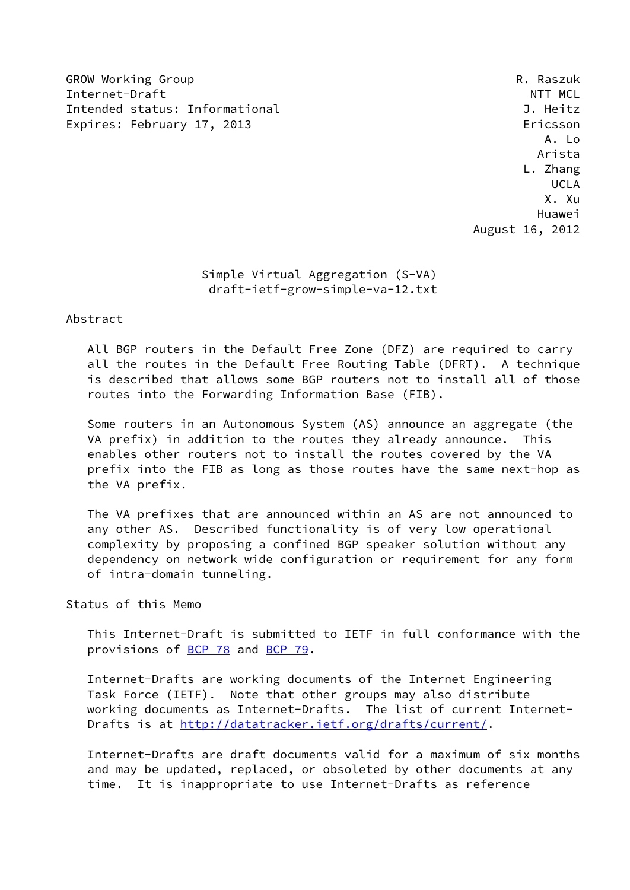GROW Working Group R. Raszuk
Internet-Draft NTT MCL
Intended status: Informational J. Heitz
Expires: February 17, 2013 Ericsson
A. Lo
Arista
L. Zhang
UCLA
X. Xu
Huawei
August 16, 2012

# Simple Virtual Aggregation (S-VA)
## draft-ietf-grow-simple-va-12.txt

### Abstract

All BGP routers in the Default Free Zone (DFZ) are required to carry all the routes in the Default Free Routing Table (DFRT). A technique is described that allows some BGP routers not to install all of those routes into the Forwarding Information Base (FIB).

Some routers in an Autonomous System (AS) announce an aggregate (the VA prefix) in addition to the routes they already announce. This enables other routers not to install the routes covered by the VA prefix into the FIB as long as those routes have the same next-hop as the VA prefix.

The VA prefixes that are announced within an AS are not announced to any other AS. Described functionality is of very low operational complexity by proposing a confined BGP speaker solution without any dependency on network wide configuration or requirement for any form of intra-domain tunneling.

### Status of this Memo

This Internet-Draft is submitted to IETF in full conformance with the provisions of BCP 78 and BCP 79.

Internet-Drafts are working documents of the Internet Engineering Task Force (IETF). Note that other groups may also distribute working documents as Internet-Drafts. The list of current Internet-Drafts is at http://datatracker.ietf.org/drafts/current/.

Internet-Drafts are draft documents valid for a maximum of six months and may be updated, replaced, or obsoleted by other documents at any time. It is inappropriate to use Internet-Drafts as reference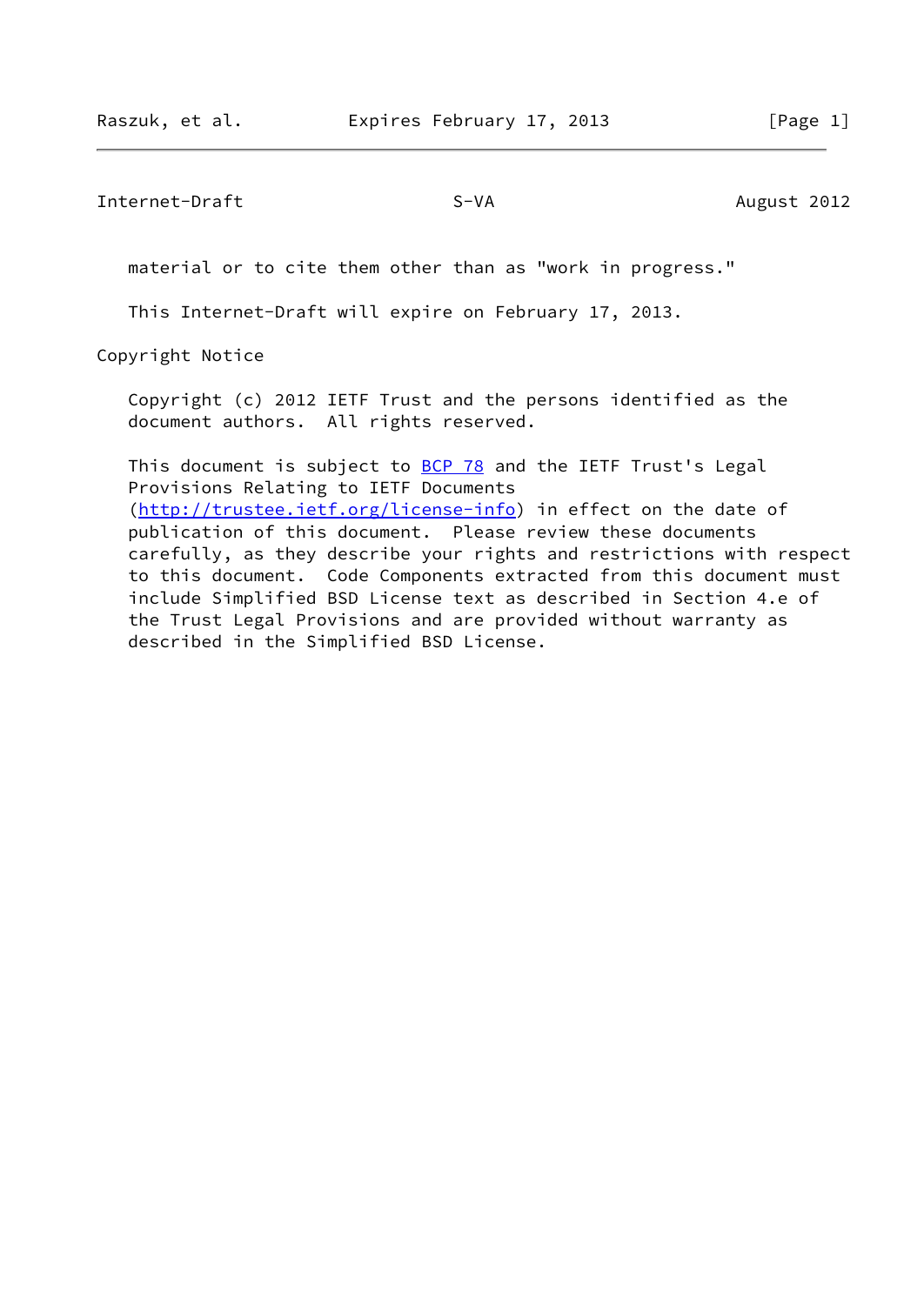material or to cite them other than as "work in progress."

This Internet-Draft will expire on February 17, 2013.

## Copyright Notice

Copyright (c) 2012 IETF Trust and the persons identified as the document authors. All rights reserved.

This document is subject to BCP 78 and the IETF Trust's Legal Provisions Relating to IETF Documents (http://trustee.ietf.org/license-info) in effect on the date of publication of this document. Please review these documents carefully, as they describe your rights and restrictions with respect to this document. Code Components extracted from this document must include Simplified BSD License text as described in Section 4.e of the Trust Legal Provisions and are provided without warranty as described in the Simplified BSD License.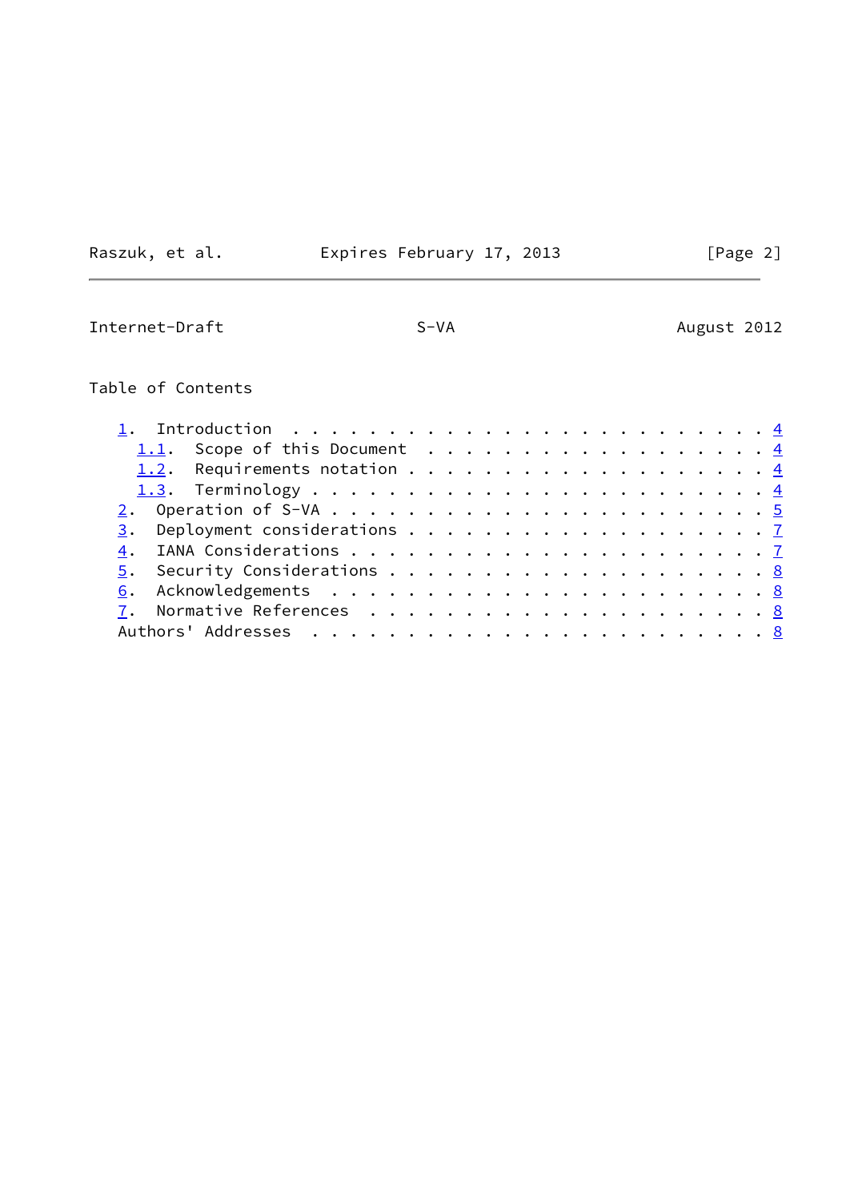Table of Contents

```
   1.  Introduction . . . . . . . . . . . . . . . . . . . . . . . . . 4
     1.1.  Scope of this Document . . . . . . . . . . . . . . . . . . 4
     1.2.  Requirements notation . . . . . . . . . . . . . . . . . . . 4
     1.3.  Terminology . . . . . . . . . . . . . . . . . . . . . . . . 4
   2.  Operation of S-VA . . . . . . . . . . . . . . . . . . . . . . . 5
   3.  Deployment considerations . . . . . . . . . . . . . . . . . . . 7
   4.  IANA Considerations . . . . . . . . . . . . . . . . . . . . . . 7
   5.  Security Considerations . . . . . . . . . . . . . . . . . . . . 8
   6.  Acknowledgements  . . . . . . . . . . . . . . . . . . . . . . . 8
   7.  Normative References  . . . . . . . . . . . . . . . . . . . . . 8
   Authors' Addresses  . . . . . . . . . . . . . . . . . . . . . . . . 8
```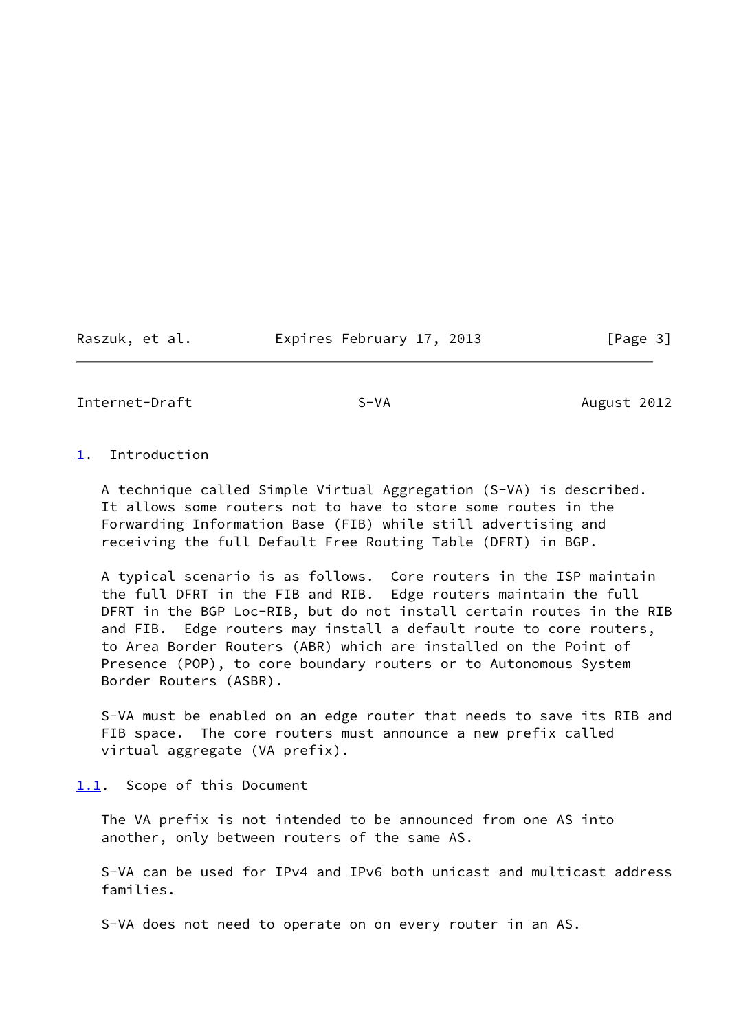## 1. Introduction

A technique called Simple Virtual Aggregation (S-VA) is described. It allows some routers not to have to store some routes in the Forwarding Information Base (FIB) while still advertising and receiving the full Default Free Routing Table (DFRT) in BGP.

A typical scenario is as follows. Core routers in the ISP maintain the full DFRT in the FIB and RIB. Edge routers maintain the full DFRT in the BGP Loc-RIB, but do not install certain routes in the RIB and FIB. Edge routers may install a default route to core routers, to Area Border Routers (ABR) which are installed on the Point of Presence (POP), to core boundary routers or to Autonomous System Border Routers (ASBR).

S-VA must be enabled on an edge router that needs to save its RIB and FIB space. The core routers must announce a new prefix called virtual aggregate (VA prefix).

### 1.1. Scope of this Document

The VA prefix is not intended to be announced from one AS into another, only between routers of the same AS.

S-VA can be used for IPv4 and IPv6 both unicast and multicast address families.

S-VA does not need to operate on on every router in an AS.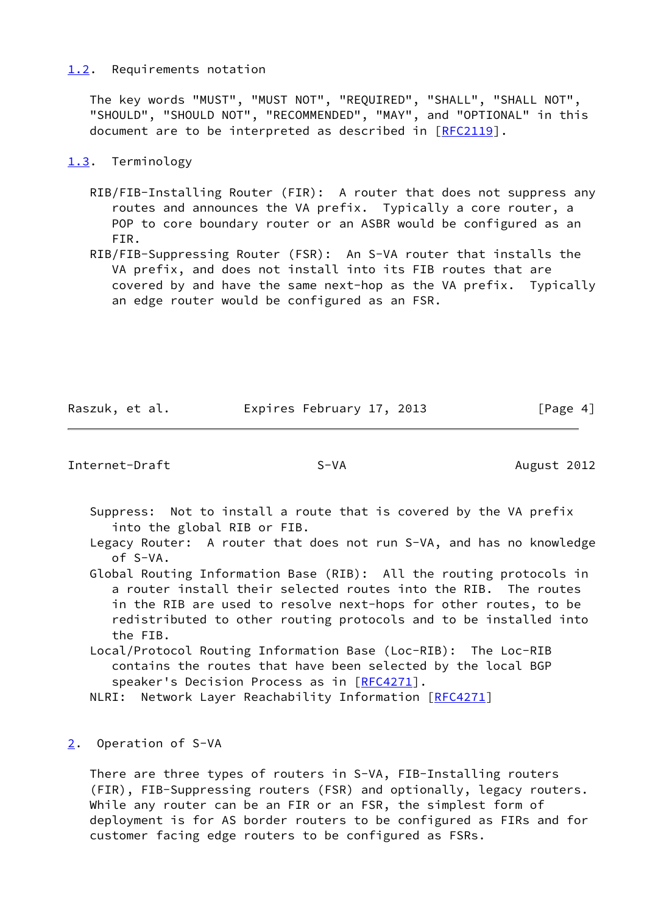## 1.2. Requirements notation

The key words "MUST", "MUST NOT", "REQUIRED", "SHALL", "SHALL NOT", "SHOULD", "SHOULD NOT", "RECOMMENDED", "MAY", and "OPTIONAL" in this document are to be interpreted as described in [RFC2119].

## 1.3. Terminology

RIB/FIB-Installing Router (FIR): A router that does not suppress any routes and announces the VA prefix. Typically a core router, a POP to core boundary router or an ASBR would be configured as an FIR.

RIB/FIB-Suppressing Router (FSR): An S-VA router that installs the VA prefix, and does not install into its FIB routes that are covered by and have the same next-hop as the VA prefix. Typically an edge router would be configured as an FSR.

Suppress: Not to install a route that is covered by the VA prefix into the global RIB or FIB.

Legacy Router: A router that does not run S-VA, and has no knowledge of S-VA.

Global Routing Information Base (RIB): All the routing protocols in a router install their selected routes into the RIB. The routes in the RIB are used to resolve next-hops for other routes, to be redistributed to other routing protocols and to be installed into the FIB.

Local/Protocol Routing Information Base (Loc-RIB): The Loc-RIB contains the routes that have been selected by the local BGP speaker's Decision Process as in [RFC4271].

NLRI: Network Layer Reachability Information [RFC4271]

# 2. Operation of S-VA

There are three types of routers in S-VA, FIB-Installing routers (FIR), FIB-Suppressing routers (FSR) and optionally, legacy routers. While any router can be an FIR or an FSR, the simplest form of deployment is for AS border routers to be configured as FIRs and for customer facing edge routers to be configured as FSRs.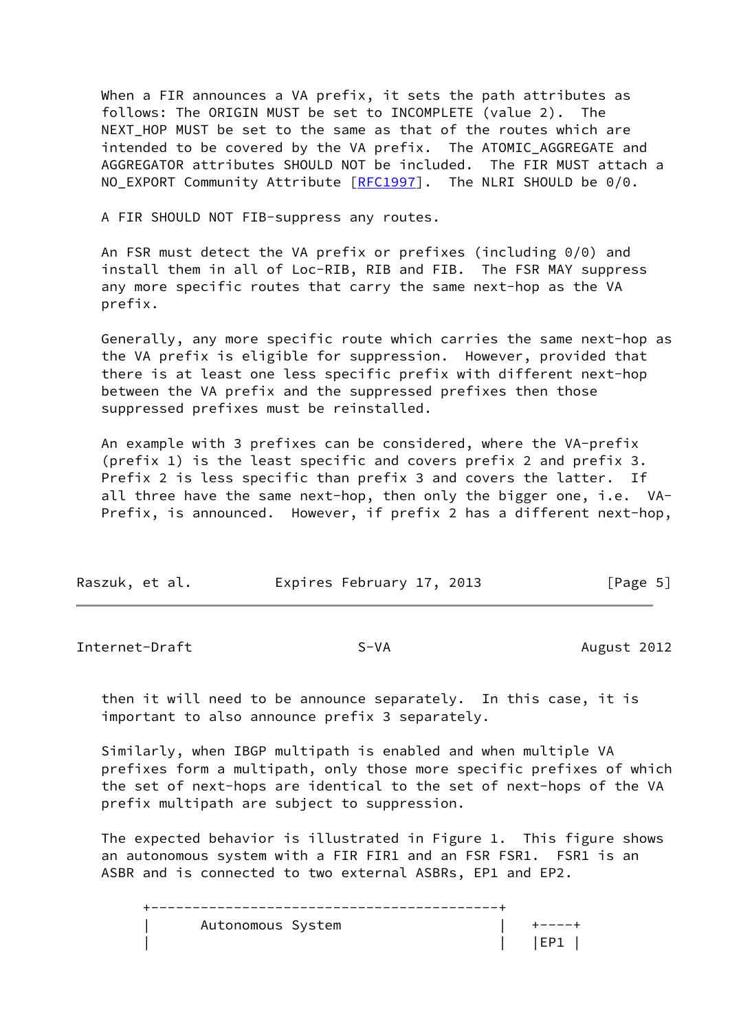When a FIR announces a VA prefix, it sets the path attributes as follows: The ORIGIN MUST be set to INCOMPLETE (value 2). The NEXT_HOP MUST be set to the same as that of the routes which are intended to be covered by the VA prefix. The ATOMIC_AGGREGATE and AGGREGATOR attributes SHOULD NOT be included. The FIR MUST attach a NO_EXPORT Community Attribute [RFC1997]. The NLRI SHOULD be 0/0.

A FIR SHOULD NOT FIB-suppress any routes.

An FSR must detect the VA prefix or prefixes (including 0/0) and install them in all of Loc-RIB, RIB and FIB. The FSR MAY suppress any more specific routes that carry the same next-hop as the VA prefix.

Generally, any more specific route which carries the same next-hop as the VA prefix is eligible for suppression. However, provided that there is at least one less specific prefix with different next-hop between the VA prefix and the suppressed prefixes then those suppressed prefixes must be reinstalled.

An example with 3 prefixes can be considered, where the VA-prefix (prefix 1) is the least specific and covers prefix 2 and prefix 3. Prefix 2 is less specific than prefix 3 and covers the latter. If all three have the same next-hop, then only the bigger one, i.e. VA-Prefix, is announced. However, if prefix 2 has a different next-hop, then it will need to be announce separately. In this case, it is important to also announce prefix 3 separately.

Similarly, when IBGP multipath is enabled and when multiple VA prefixes form a multipath, only those more specific prefixes of which the set of next-hops are identical to the set of next-hops of the VA prefix multipath are subject to suppression.

The expected behavior is illustrated in Figure 1. This figure shows an autonomous system with a FIR FIR1 and an FSR FSR1. FSR1 is an ASBR and is connected to two external ASBRs, EP1 and EP2.

```
    +-----------------------------------------+
    |      Autonomous System                  |    +----+
    |                                         |    |EP1 |
```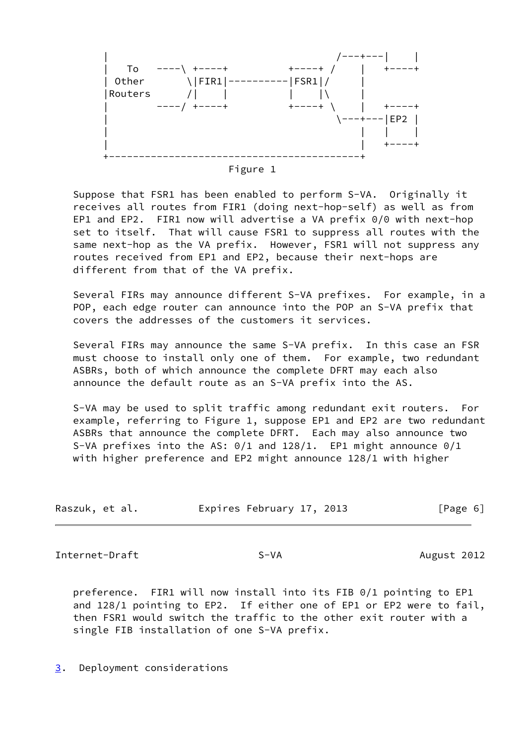```
 |                                          /---+---|    |
 |   To    ----\ +----+          +----+ /    |   +----+
 | Other        \|FIR1|----------|FSR1|/     |
 |Routers       /|    |          |    |\     |
 |         ----/ +----+          +----+ \    |   +----+
 |                                       \---+---|EP2 |
 |                                           |   |    |
 |                                           |   +----+
 +-------------------------------------------+
```

Figure 1

Suppose that FSR1 has been enabled to perform S-VA. Originally it receives all routes from FIR1 (doing next-hop-self) as well as from EP1 and EP2. FIR1 now will advertise a VA prefix 0/0 with next-hop set to itself. That will cause FSR1 to suppress all routes with the same next-hop as the VA prefix. However, FSR1 will not suppress any routes received from EP1 and EP2, because their next-hops are different from that of the VA prefix.

Several FIRs may announce different S-VA prefixes. For example, in a POP, each edge router can announce into the POP an S-VA prefix that covers the addresses of the customers it services.

Several FIRs may announce the same S-VA prefix. In this case an FSR must choose to install only one of them. For example, two redundant ASBRs, both of which announce the complete DFRT may each also announce the default route as an S-VA prefix into the AS.

S-VA may be used to split traffic among redundant exit routers. For example, referring to Figure 1, suppose EP1 and EP2 are two redundant ASBRs that announce the complete DFRT. Each may also announce two S-VA prefixes into the AS: 0/1 and 128/1. EP1 might announce 0/1 with higher preference and EP2 might announce 128/1 with higher preference. FIR1 will now install into its FIB 0/1 pointing to EP1 and 128/1 pointing to EP2. If either one of EP1 or EP2 were to fail, then FSR1 would switch the traffic to the other exit router with a single FIB installation of one S-VA prefix.

## 3. Deployment considerations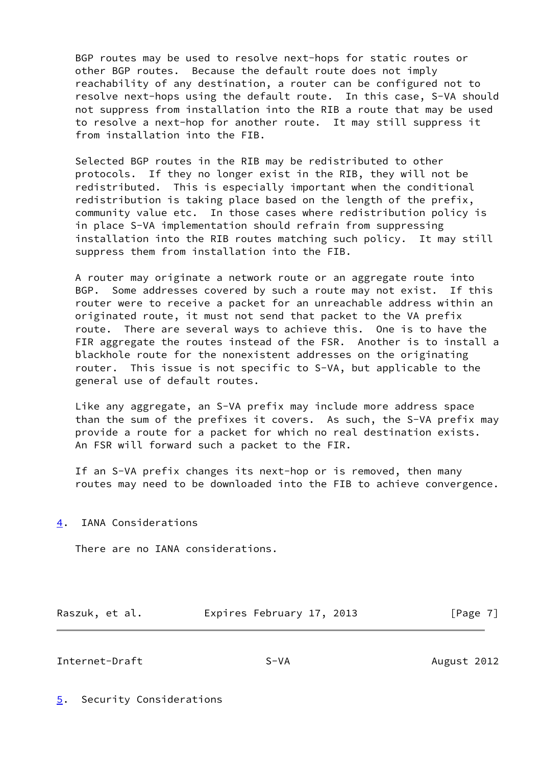BGP routes may be used to resolve next-hops for static routes or other BGP routes. Because the default route does not imply reachability of any destination, a router can be configured not to resolve next-hops using the default route. In this case, S-VA should not suppress from installation into the RIB a route that may be used to resolve a next-hop for another route. It may still suppress it from installation into the FIB.

Selected BGP routes in the RIB may be redistributed to other protocols. If they no longer exist in the RIB, they will not be redistributed. This is especially important when the conditional redistribution is taking place based on the length of the prefix, community value etc. In those cases where redistribution policy is in place S-VA implementation should refrain from suppressing installation into the RIB routes matching such policy. It may still suppress them from installation into the FIB.

A router may originate a network route or an aggregate route into BGP. Some addresses covered by such a route may not exist. If this router were to receive a packet for an unreachable address within an originated route, it must not send that packet to the VA prefix route. There are several ways to achieve this. One is to have the FIR aggregate the routes instead of the FSR. Another is to install a blackhole route for the nonexistent addresses on the originating router. This issue is not specific to S-VA, but applicable to the general use of default routes.

Like any aggregate, an S-VA prefix may include more address space than the sum of the prefixes it covers. As such, the S-VA prefix may provide a route for a packet for which no real destination exists. An FSR will forward such a packet to the FIR.

If an S-VA prefix changes its next-hop or is removed, then many routes may need to be downloaded into the FIB to achieve convergence.

## 4. IANA Considerations

There are no IANA considerations.

## 5. Security Considerations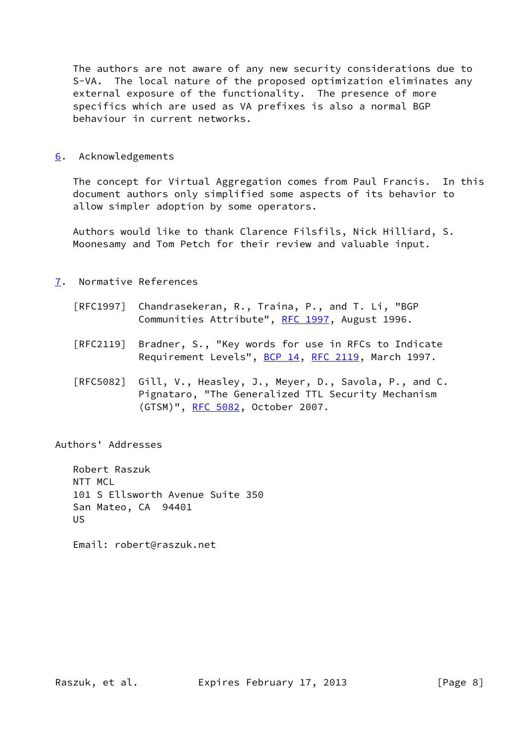The authors are not aware of any new security considerations due to S-VA. The local nature of the proposed optimization eliminates any external exposure of the functionality. The presence of more specifics which are used as VA prefixes is also a normal BGP behaviour in current networks.

## 6. Acknowledgements

The concept for Virtual Aggregation comes from Paul Francis. In this document authors only simplified some aspects of its behavior to allow simpler adoption by some operators.

Authors would like to thank Clarence Filsfils, Nick Hilliard, S. Moonesamy and Tom Petch for their review and valuable input.

## 7. Normative References

[RFC1997] Chandrasekeran, R., Traina, P., and T. Li, "BGP Communities Attribute", RFC 1997, August 1996.

[RFC2119] Bradner, S., "Key words for use in RFCs to Indicate Requirement Levels", BCP 14, RFC 2119, March 1997.

[RFC5082] Gill, V., Heasley, J., Meyer, D., Savola, P., and C. Pignataro, "The Generalized TTL Security Mechanism (GTSM)", RFC 5082, October 2007.

## Authors' Addresses

Robert Raszuk
NTT MCL
101 S Ellsworth Avenue Suite 350
San Mateo, CA 94401
US

Email: robert@raszuk.net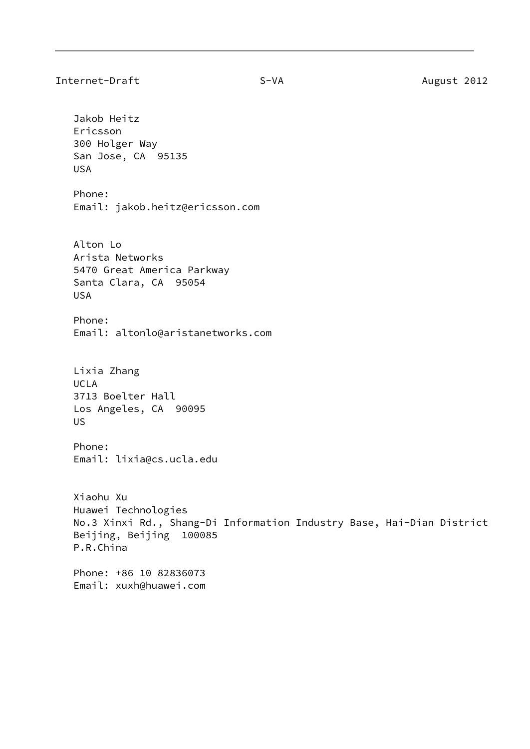Jakob Heitz
Ericsson
300 Holger Way
San Jose, CA  95135
USA

Phone:
Email: jakob.heitz@ericsson.com

Alton Lo
Arista Networks
5470 Great America Parkway
Santa Clara, CA  95054
USA

Phone:
Email: altonlo@aristanetworks.com

Lixia Zhang
UCLA
3713 Boelter Hall
Los Angeles, CA  90095
US

Phone:
Email: lixia@cs.ucla.edu

Xiaohu Xu
Huawei Technologies
No.3 Xinxi Rd., Shang-Di Information Industry Base, Hai-Dian District
Beijing, Beijing  100085
P.R.China

Phone: +86 10 82836073
Email: xuxh@huawei.com